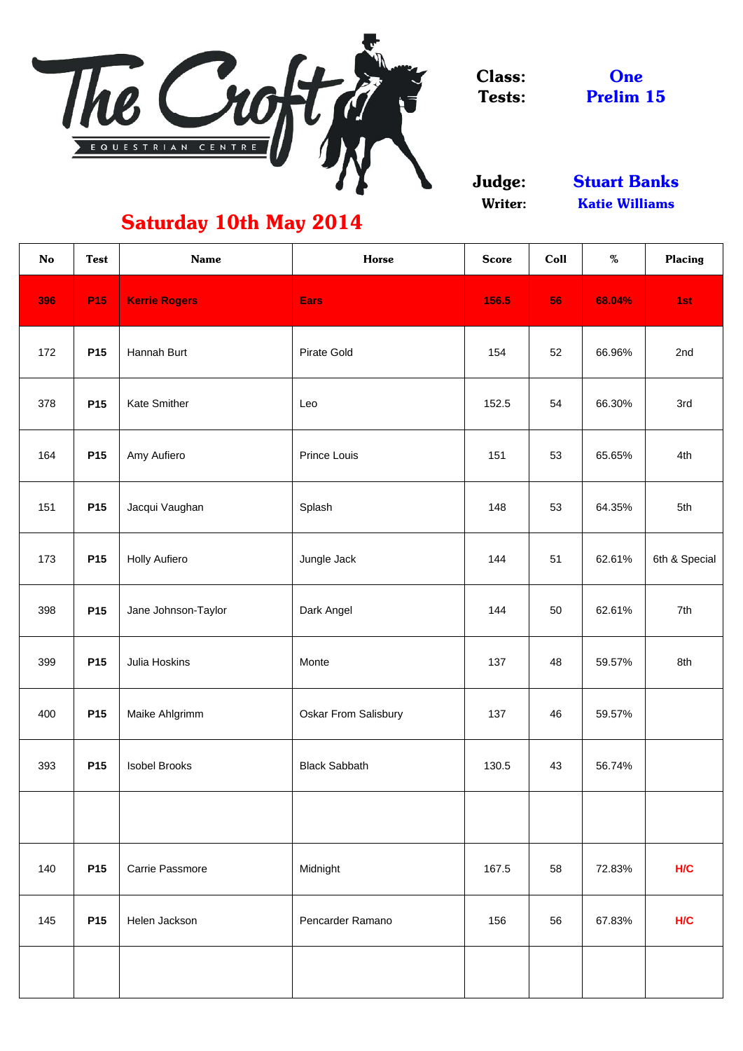# The Croft

EQUESTRIAN CENTRE

## Saturday 10th May 2014

**Class:** One
**Tests:** Prelim 15

**Judge:** Stuart Banks
**Writer:** Katie Williams

| No | Test | Name | Horse | Score | Coll | % | Placing |
|---|---|---|---|---|---|---|---|
| **396** | **P15** | **Kerrie Rogers** | **Ears** | **156.5** | **56** | **68.04%** | **1st** |
| 172 | P15 | Hannah Burt | Pirate Gold | 154 | 52 | 66.96% | 2nd |
| 378 | P15 | Kate Smither | Leo | 152.5 | 54 | 66.30% | 3rd |
| 164 | P15 | Amy Aufiero | Prince Louis | 151 | 53 | 65.65% | 4th |
| 151 | P15 | Jacqui Vaughan | Splash | 148 | 53 | 64.35% | 5th |
| 173 | P15 | Holly Aufiero | Jungle Jack | 144 | 51 | 62.61% | 6th & Special |
| 398 | P15 | Jane Johnson-Taylor | Dark Angel | 144 | 50 | 62.61% | 7th |
| 399 | P15 | Julia Hoskins | Monte | 137 | 48 | 59.57% | 8th |
| 400 | P15 | Maike Ahlgrimm | Oskar From Salisbury | 137 | 46 | 59.57% | |
| 393 | P15 | Isobel Brooks | Black Sabbath | 130.5 | 43 | 56.74% | |
| | | | | | | | |
| 140 | P15 | Carrie Passmore | Midnight | 167.5 | 58 | 72.83% | H/C |
| 145 | P15 | Helen Jackson | Pencarder Ramano | 156 | 56 | 67.83% | H/C |
| | | | | | | | |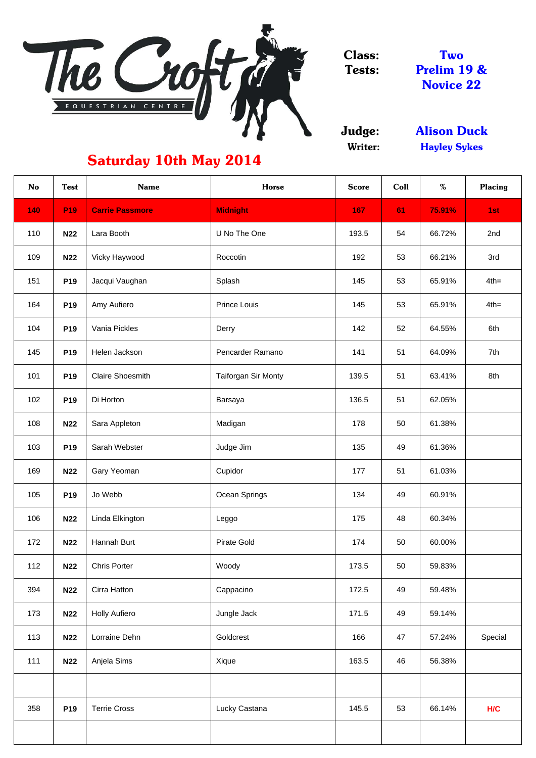The Croft EQUESTRIAN CENTRE

**Class:** Two
**Tests:** Prelim 19 & Novice 22

**Judge:** Alison Duck
**Writer:** Hayley Sykes

## Saturday 10th May 2014

| No | Test | Name | Horse | Score | Coll | % | Placing |
|---|---|---|---|---|---|---|---|
| 140 | P19 | Carrie Passmore | Midnight | 167 | 61 | 75.91% | 1st |
| 110 | N22 | Lara Booth | U No The One | 193.5 | 54 | 66.72% | 2nd |
| 109 | N22 | Vicky Haywood | Roccotin | 192 | 53 | 66.21% | 3rd |
| 151 | P19 | Jacqui Vaughan | Splash | 145 | 53 | 65.91% | 4th= |
| 164 | P19 | Amy Aufiero | Prince Louis | 145 | 53 | 65.91% | 4th= |
| 104 | P19 | Vania Pickles | Derry | 142 | 52 | 64.55% | 6th |
| 145 | P19 | Helen Jackson | Pencarder Ramano | 141 | 51 | 64.09% | 7th |
| 101 | P19 | Claire Shoesmith | Taiforgan Sir Monty | 139.5 | 51 | 63.41% | 8th |
| 102 | P19 | Di Horton | Barsaya | 136.5 | 51 | 62.05% | |
| 108 | N22 | Sara Appleton | Madigan | 178 | 50 | 61.38% | |
| 103 | P19 | Sarah Webster | Judge Jim | 135 | 49 | 61.36% | |
| 169 | N22 | Gary Yeoman | Cupidor | 177 | 51 | 61.03% | |
| 105 | P19 | Jo Webb | Ocean Springs | 134 | 49 | 60.91% | |
| 106 | N22 | Linda Elkington | Leggo | 175 | 48 | 60.34% | |
| 172 | N22 | Hannah Burt | Pirate Gold | 174 | 50 | 60.00% | |
| 112 | N22 | Chris Porter | Woody | 173.5 | 50 | 59.83% | |
| 394 | N22 | Cirra Hatton | Cappacino | 172.5 | 49 | 59.48% | |
| 173 | N22 | Holly Aufiero | Jungle Jack | 171.5 | 49 | 59.14% | |
| 113 | N22 | Lorraine Dehn | Goldcrest | 166 | 47 | 57.24% | Special |
| 111 | N22 | Anjela Sims | Xique | 163.5 | 46 | 56.38% | |
| | | | | | | | |
| 358 | P19 | Terrie Cross | Lucky Castana | 145.5 | 53 | 66.14% | H/C |
| | | | | | | | |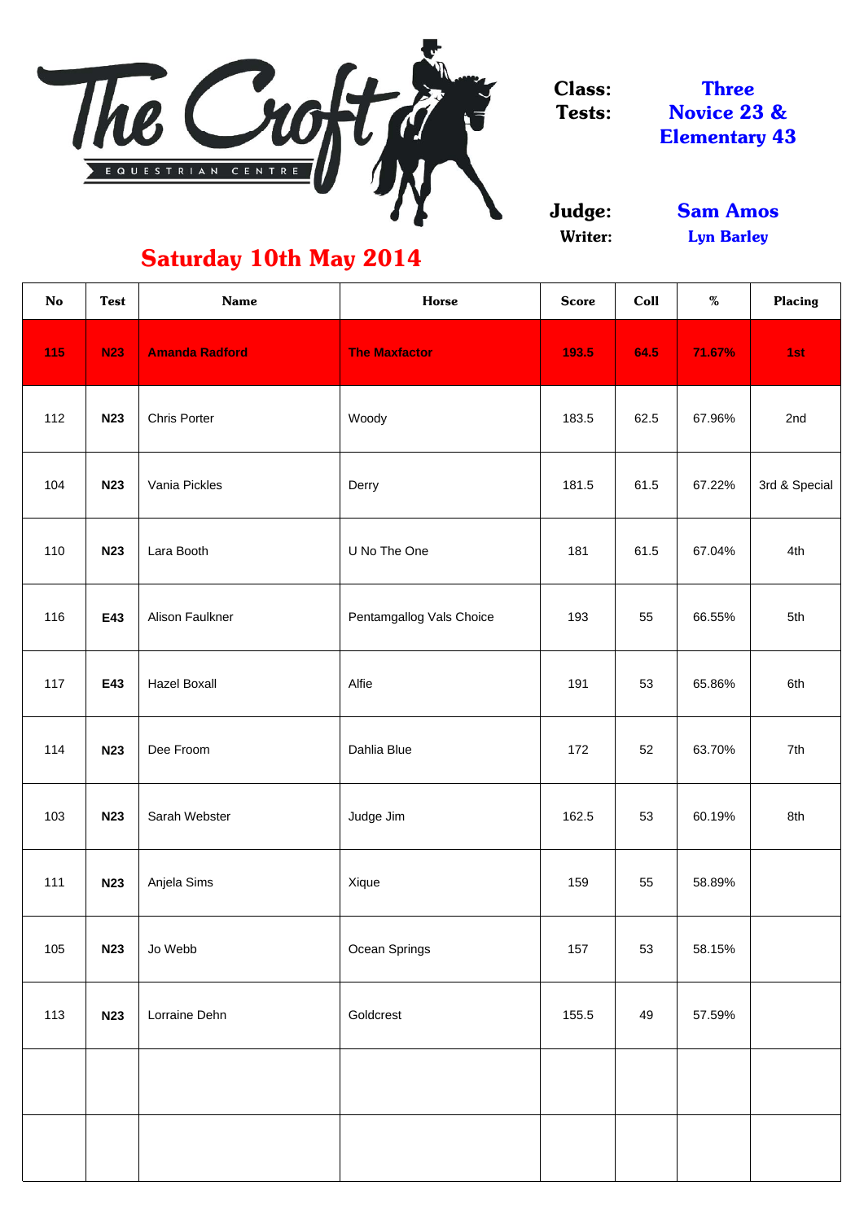The Croft
EQUESTRIAN CENTRE

**Class:** Three
**Tests:** Novice 23 & Elementary 43

**Judge:** Sam Amos
**Writer:** Lyn Barley

## Saturday 10th May 2014

| No | Test | Name | Horse | Score | Coll | % | Placing |
|---|---|---|---|---|---|---|---|
| **115** | **N23** | **Amanda Radford** | **The Maxfactor** | **193.5** | **64.5** | **71.67%** | **1st** |
| 112 | N23 | Chris Porter | Woody | 183.5 | 62.5 | 67.96% | 2nd |
| 104 | N23 | Vania Pickles | Derry | 181.5 | 61.5 | 67.22% | 3rd & Special |
| 110 | N23 | Lara Booth | U No The One | 181 | 61.5 | 67.04% | 4th |
| 116 | E43 | Alison Faulkner | Pentamgallog Vals Choice | 193 | 55 | 66.55% | 5th |
| 117 | E43 | Hazel Boxall | Alfie | 191 | 53 | 65.86% | 6th |
| 114 | N23 | Dee Froom | Dahlia Blue | 172 | 52 | 63.70% | 7th |
| 103 | N23 | Sarah Webster | Judge Jim | 162.5 | 53 | 60.19% | 8th |
| 111 | N23 | Anjela Sims | Xique | 159 | 55 | 58.89% | |
| 105 | N23 | Jo Webb | Ocean Springs | 157 | 53 | 58.15% | |
| 113 | N23 | Lorraine Dehn | Goldcrest | 155.5 | 49 | 57.59% | |
| | | | | | | | |
| | | | | | | | |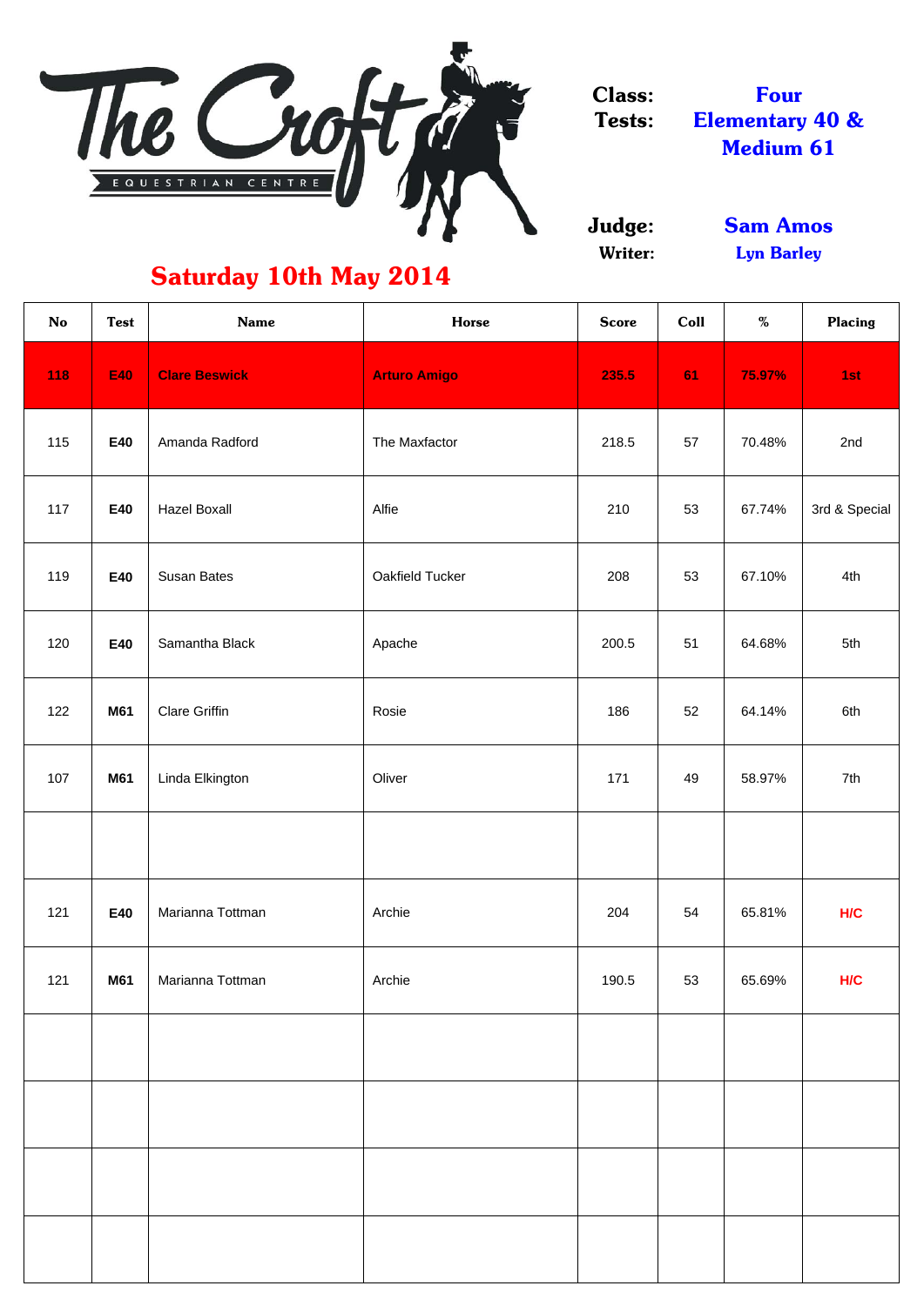The Croft

EQUESTRIAN CENTRE

**Saturday 10th May 2014**

**Class:** Four

**Tests:** Elementary 40 & Medium 61

**Judge:** Sam Amos

**Writer:** Lyn Barley

| No | Test | Name | Horse | Score | Coll | % | Placing |
|---|---|---|---|---|---|---|---|
| 118 | E40 | Clare Beswick | Arturo Amigo | 235.5 | 61 | 75.97% | 1st |
| 115 | E40 | Amanda Radford | The Maxfactor | 218.5 | 57 | 70.48% | 2nd |
| 117 | E40 | Hazel Boxall | Alfie | 210 | 53 | 67.74% | 3rd & Special |
| 119 | E40 | Susan Bates | Oakfield Tucker | 208 | 53 | 67.10% | 4th |
| 120 | E40 | Samantha Black | Apache | 200.5 | 51 | 64.68% | 5th |
| 122 | M61 | Clare Griffin | Rosie | 186 | 52 | 64.14% | 6th |
| 107 | M61 | Linda Elkington | Oliver | 171 | 49 | 58.97% | 7th |
| | | | | | | | |
| 121 | E40 | Marianna Tottman | Archie | 204 | 54 | 65.81% | H/C |
| 121 | M61 | Marianna Tottman | Archie | 190.5 | 53 | 65.69% | H/C |
| | | | | | | | |
| | | | | | | | |
| | | | | | | | |
| | | | | | | | |